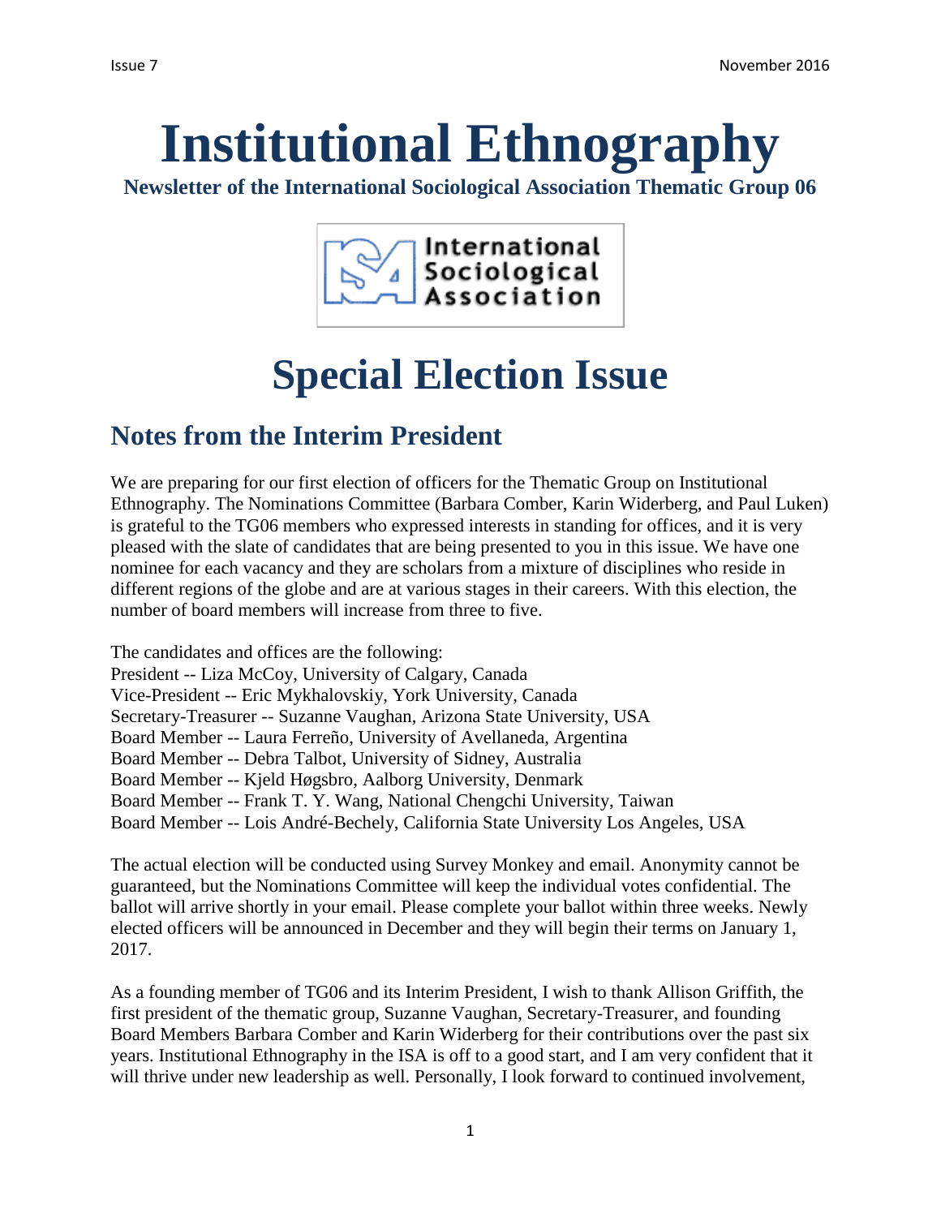# Institutional Ethnography

**Newsletter of the International Sociological Association Thematic Group 06**

# Special Election Issue

## Notes from the Interim President

We are preparing for our first election of officers for the Thematic Group on Institutional Ethnography. The Nominations Committee (Barbara Comber, Karin Widerberg, and Paul Luken) is grateful to the TG06 members who expressed interests in standing for offices, and it is very pleased with the slate of candidates that are being presented to you in this issue. We have one nominee for each vacancy and they are scholars from a mixture of disciplines who reside in different regions of the globe and are at various stages in their careers. With this election, the number of board members will increase from three to five.

The candidates and offices are the following:
President -- Liza McCoy, University of Calgary, Canada
Vice-President -- Eric Mykhalovskiy, York University, Canada
Secretary-Treasurer -- Suzanne Vaughan, Arizona State University, USA
Board Member -- Laura Ferreño, University of Avellaneda, Argentina
Board Member -- Debra Talbot, University of Sidney, Australia
Board Member -- Kjeld Høgsbro, Aalborg University, Denmark
Board Member -- Frank T. Y. Wang, National Chengchi University, Taiwan
Board Member -- Lois André-Bechely, California State University Los Angeles, USA

The actual election will be conducted using Survey Monkey and email. Anonymity cannot be guaranteed, but the Nominations Committee will keep the individual votes confidential. The ballot will arrive shortly in your email. Please complete your ballot within three weeks. Newly elected officers will be announced in December and they will begin their terms on January 1, 2017.

As a founding member of TG06 and its Interim President, I wish to thank Allison Griffith, the first president of the thematic group, Suzanne Vaughan, Secretary-Treasurer, and founding Board Members Barbara Comber and Karin Widerberg for their contributions over the past six years. Institutional Ethnography in the ISA is off to a good start, and I am very confident that it will thrive under new leadership as well. Personally, I look forward to continued involvement,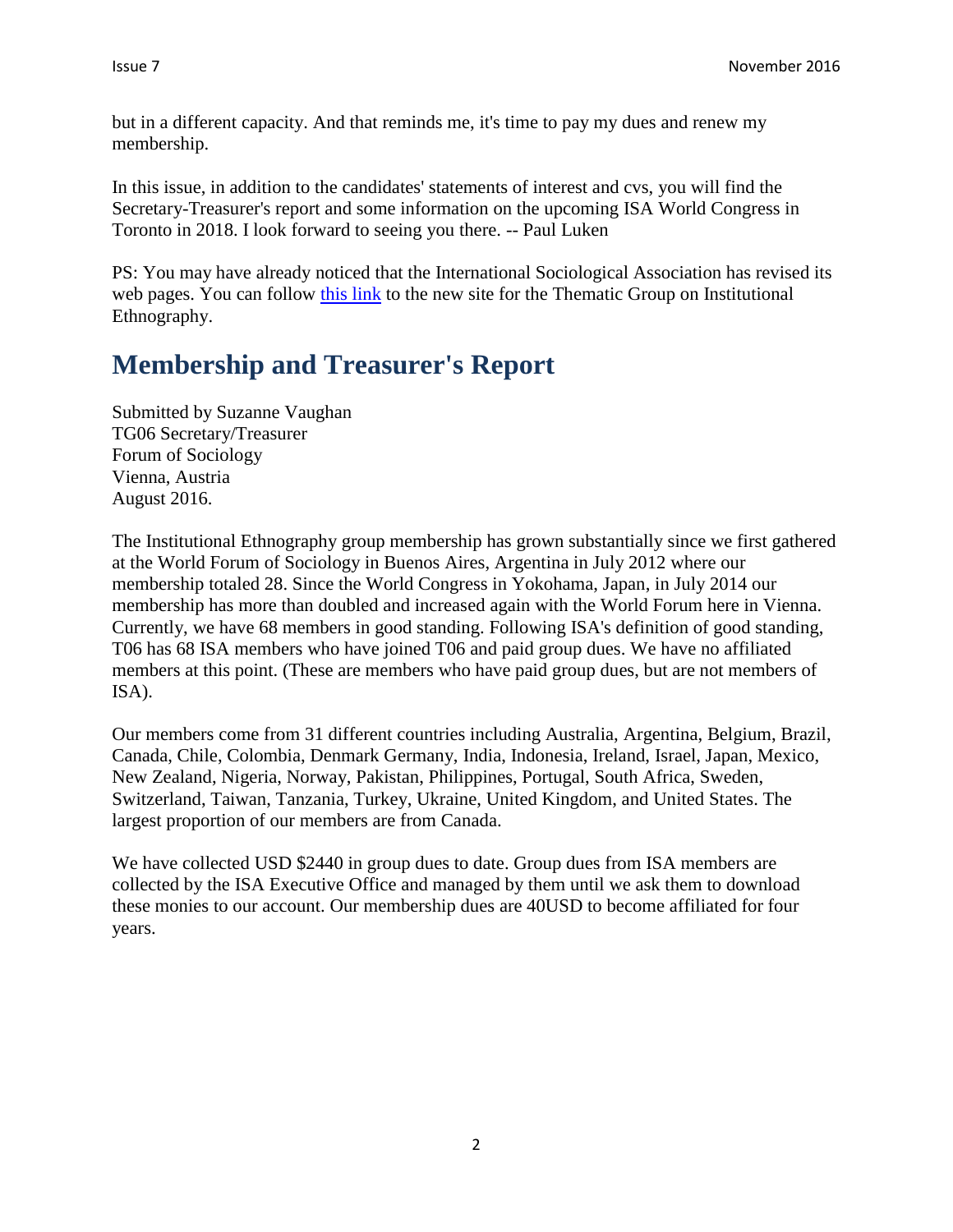but in a different capacity. And that reminds me, it's time to pay my dues and renew my membership.

In this issue, in addition to the candidates' statements of interest and cvs, you will find the Secretary-Treasurer's report and some information on the upcoming ISA World Congress in Toronto in 2018. I look forward to seeing you there. -- Paul Luken

PS: You may have already noticed that the International Sociological Association has revised its web pages. You can follow this link to the new site for the Thematic Group on Institutional Ethnography.

## Membership and Treasurer's Report

Submitted by Suzanne Vaughan
TG06 Secretary/Treasurer
Forum of Sociology
Vienna, Austria
August 2016.

The Institutional Ethnography group membership has grown substantially since we first gathered at the World Forum of Sociology in Buenos Aires, Argentina in July 2012 where our membership totaled 28. Since the World Congress in Yokohama, Japan, in July 2014 our membership has more than doubled and increased again with the World Forum here in Vienna. Currently, we have 68 members in good standing. Following ISA's definition of good standing, T06 has 68 ISA members who have joined T06 and paid group dues. We have no affiliated members at this point. (These are members who have paid group dues, but are not members of ISA).

Our members come from 31 different countries including Australia, Argentina, Belgium, Brazil, Canada, Chile, Colombia, Denmark Germany, India, Indonesia, Ireland, Israel, Japan, Mexico, New Zealand, Nigeria, Norway, Pakistan, Philippines, Portugal, South Africa, Sweden, Switzerland, Taiwan, Tanzania, Turkey, Ukraine, United Kingdom, and United States. The largest proportion of our members are from Canada.

We have collected USD $2440 in group dues to date. Group dues from ISA members are collected by the ISA Executive Office and managed by them until we ask them to download these monies to our account. Our membership dues are 40USD to become affiliated for four years.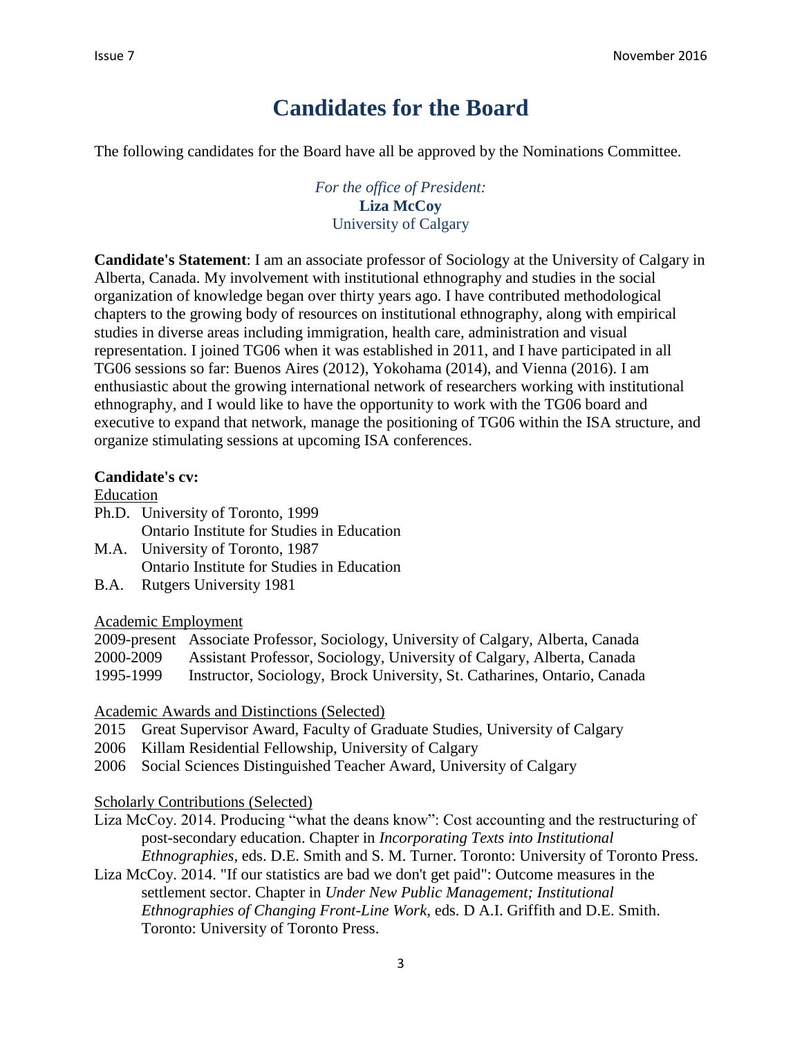# Candidates for the Board

The following candidates for the Board have all be approved by the Nominations Committee.

*For the office of President:*
**Liza McCoy**
University of Calgary

**Candidate's Statement**: I am an associate professor of Sociology at the University of Calgary in Alberta, Canada. My involvement with institutional ethnography and studies in the social organization of knowledge began over thirty years ago. I have contributed methodological chapters to the growing body of resources on institutional ethnography, along with empirical studies in diverse areas including immigration, health care, administration and visual representation. I joined TG06 when it was established in 2011, and I have participated in all TG06 sessions so far: Buenos Aires (2012), Yokohama (2014), and Vienna (2016). I am enthusiastic about the growing international network of researchers working with institutional ethnography, and I would like to have the opportunity to work with the TG06 board and executive to expand that network, manage the positioning of TG06 within the ISA structure, and organize stimulating sessions at upcoming ISA conferences.

**Candidate's cv:**

Education

- Ph.D. University of Toronto, 1999
  Ontario Institute for Studies in Education
- M.A. University of Toronto, 1987
  Ontario Institute for Studies in Education
- B.A. Rutgers University 1981

Academic Employment

2009-present Associate Professor, Sociology, University of Calgary, Alberta, Canada
2000-2009 Assistant Professor, Sociology, University of Calgary, Alberta, Canada
1995-1999 Instructor, Sociology, Brock University, St. Catharines, Ontario, Canada

Academic Awards and Distinctions (Selected)

2015 Great Supervisor Award, Faculty of Graduate Studies, University of Calgary
2006 Killam Residential Fellowship, University of Calgary
2006 Social Sciences Distinguished Teacher Award, University of Calgary

Scholarly Contributions (Selected)

Liza McCoy. 2014. Producing "what the deans know": Cost accounting and the restructuring of post-secondary education. Chapter in *Incorporating Texts into Institutional Ethnographies*, eds. D.E. Smith and S. M. Turner. Toronto: University of Toronto Press.

Liza McCoy. 2014. "If our statistics are bad we don't get paid": Outcome measures in the settlement sector. Chapter in *Under New Public Management; Institutional Ethnographies of Changing Front-Line Work*, eds. D A.I. Griffith and D.E. Smith. Toronto: University of Toronto Press.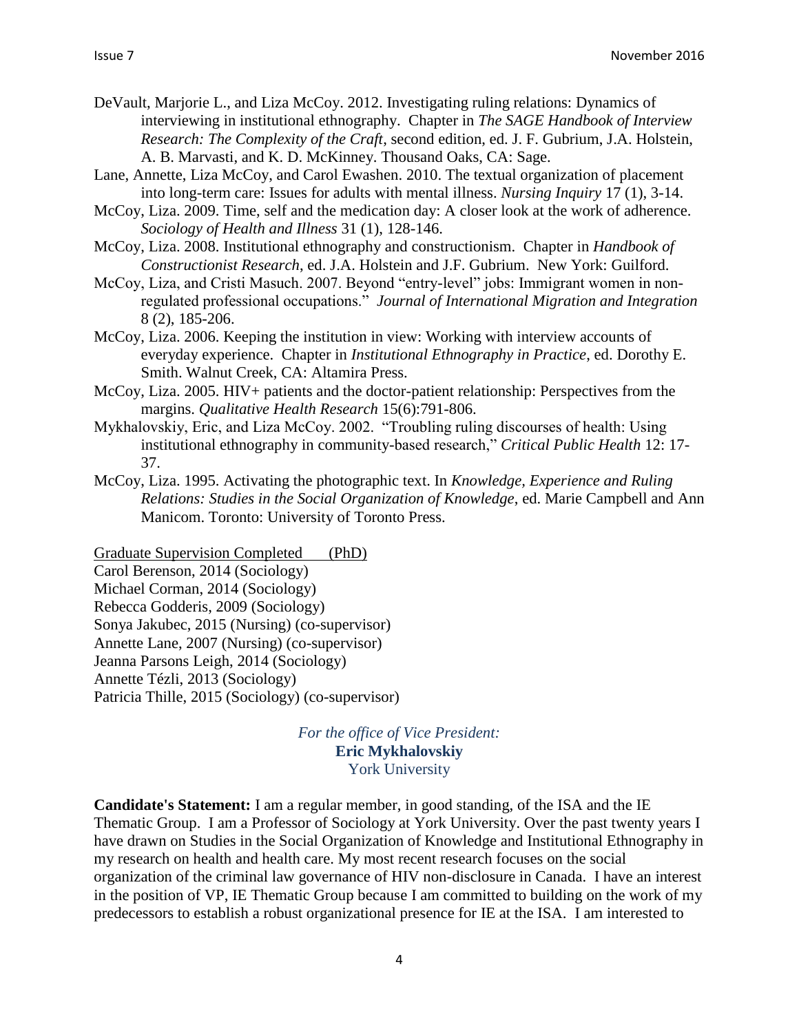DeVault, Marjorie L., and Liza McCoy. 2012. Investigating ruling relations: Dynamics of interviewing in institutional ethnography. Chapter in *The SAGE Handbook of Interview Research: The Complexity of the Craft*, second edition, ed. J. F. Gubrium, J.A. Holstein, A. B. Marvasti, and K. D. McKinney. Thousand Oaks, CA: Sage.

Lane, Annette, Liza McCoy, and Carol Ewashen. 2010. The textual organization of placement into long-term care: Issues for adults with mental illness. *Nursing Inquiry* 17 (1), 3-14.

McCoy, Liza. 2009. Time, self and the medication day: A closer look at the work of adherence. *Sociology of Health and Illness* 31 (1), 128-146.

McCoy, Liza. 2008. Institutional ethnography and constructionism. Chapter in *Handbook of Constructionist Research*, ed. J.A. Holstein and J.F. Gubrium. New York: Guilford.

McCoy, Liza, and Cristi Masuch. 2007. Beyond "entry-level" jobs: Immigrant women in non-regulated professional occupations." *Journal of International Migration and Integration* 8 (2), 185-206.

McCoy, Liza. 2006. Keeping the institution in view: Working with interview accounts of everyday experience. Chapter in *Institutional Ethnography in Practice*, ed. Dorothy E. Smith. Walnut Creek, CA: Altamira Press.

McCoy, Liza. 2005. HIV+ patients and the doctor-patient relationship: Perspectives from the margins. *Qualitative Health Research* 15(6):791-806.

Mykhalovskiy, Eric, and Liza McCoy. 2002. "Troubling ruling discourses of health: Using institutional ethnography in community-based research," *Critical Public Health* 12: 17-37.

McCoy, Liza. 1995. Activating the photographic text. In *Knowledge, Experience and Ruling Relations: Studies in the Social Organization of Knowledge*, ed. Marie Campbell and Ann Manicom. Toronto: University of Toronto Press.

<u>Graduate Supervision Completed (PhD)</u>

Carol Berenson, 2014 (Sociology)
Michael Corman, 2014 (Sociology)
Rebecca Godderis, 2009 (Sociology)
Sonya Jakubec, 2015 (Nursing) (co-supervisor)
Annette Lane, 2007 (Nursing) (co-supervisor)
Jeanna Parsons Leigh, 2014 (Sociology)
Annette Tézli, 2013 (Sociology)
Patricia Thille, 2015 (Sociology) (co-supervisor)

*For the office of Vice President:*
**Eric Mykhalovskiy**
York University

**Candidate's Statement:** I am a regular member, in good standing, of the ISA and the IE Thematic Group. I am a Professor of Sociology at York University. Over the past twenty years I have drawn on Studies in the Social Organization of Knowledge and Institutional Ethnography in my research on health and health care. My most recent research focuses on the social organization of the criminal law governance of HIV non-disclosure in Canada. I have an interest in the position of VP, IE Thematic Group because I am committed to building on the work of my predecessors to establish a robust organizational presence for IE at the ISA. I am interested to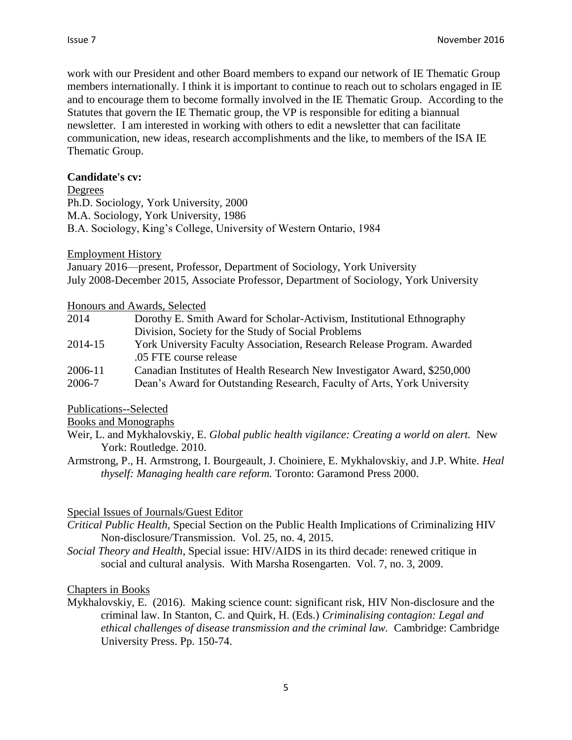work with our President and other Board members to expand our network of IE Thematic Group members internationally. I think it is important to continue to reach out to scholars engaged in IE and to encourage them to become formally involved in the IE Thematic Group. According to the Statutes that govern the IE Thematic group, the VP is responsible for editing a biannual newsletter. I am interested in working with others to edit a newsletter that can facilitate communication, new ideas, research accomplishments and the like, to members of the ISA IE Thematic Group.

**Candidate's cv:**

<u>Degrees</u>

Ph.D. Sociology, York University, 2000
M.A. Sociology, York University, 1986
B.A. Sociology, King's College, University of Western Ontario, 1984

<u>Employment History</u>

January 2016—present, Professor, Department of Sociology, York University
July 2008-December 2015, Associate Professor, Department of Sociology, York University

<u>Honours and Awards, Selected</u>

| | |
|---|---|
| 2014 | Dorothy E. Smith Award for Scholar-Activism, Institutional Ethnography Division, Society for the Study of Social Problems |
| 2014-15 | York University Faculty Association, Research Release Program. Awarded .05 FTE course release |
| 2006-11 | Canadian Institutes of Health Research New Investigator Award, $250,000 |
| 2006-7 | Dean's Award for Outstanding Research, Faculty of Arts, York University |

<u>Publications--Selected</u>

<u>Books and Monographs</u>

Weir, L. and Mykhalovskiy, E. *Global public health vigilance: Creating a world on alert.* New York: Routledge. 2010.

Armstrong, P., H. Armstrong, I. Bourgeault, J. Choiniere, E. Mykhalovskiy, and J.P. White. *Heal thyself: Managing health care reform.* Toronto: Garamond Press 2000.

<u>Special Issues of Journals/Guest Editor</u>

*Critical Public Health*, Special Section on the Public Health Implications of Criminalizing HIV Non-disclosure/Transmission. Vol. 25, no. 4, 2015.

*Social Theory and Health*, Special issue: HIV/AIDS in its third decade: renewed critique in social and cultural analysis. With Marsha Rosengarten. Vol. 7, no. 3, 2009.

<u>Chapters in Books</u>

Mykhalovskiy, E. (2016). Making science count: significant risk, HIV Non-disclosure and the criminal law. In Stanton, C. and Quirk, H. (Eds.) *Criminalising contagion: Legal and ethical challenges of disease transmission and the criminal law.* Cambridge: Cambridge University Press. Pp. 150-74.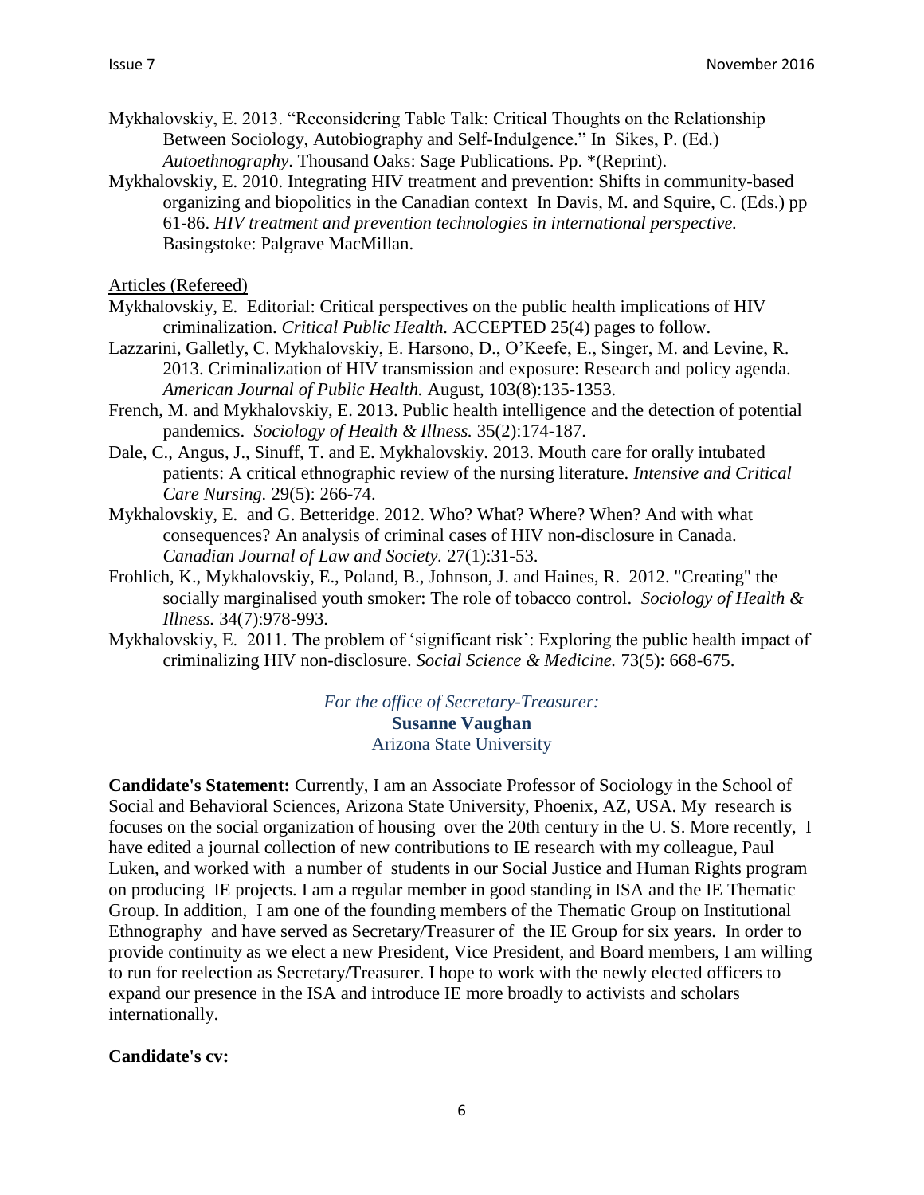Mykhalovskiy, E. 2013. "Reconsidering Table Talk: Critical Thoughts on the Relationship Between Sociology, Autobiography and Self-Indulgence." In Sikes, P. (Ed.) *Autoethnography*. Thousand Oaks: Sage Publications. Pp. *(Reprint).

Mykhalovskiy, E. 2010. Integrating HIV treatment and prevention: Shifts in community-based organizing and biopolitics in the Canadian context In Davis, M. and Squire, C. (Eds.) pp 61-86. *HIV treatment and prevention technologies in international perspective.* Basingstoke: Palgrave MacMillan.

Articles (Refereed)

Mykhalovskiy, E. Editorial: Critical perspectives on the public health implications of HIV criminalization. *Critical Public Health.* ACCEPTED 25(4) pages to follow.

Lazzarini, Galletly, C. Mykhalovskiy, E. Harsono, D., O'Keefe, E., Singer, M. and Levine, R. 2013. Criminalization of HIV transmission and exposure: Research and policy agenda. *American Journal of Public Health.* August, 103(8):135-1353.

French, M. and Mykhalovskiy, E. 2013. Public health intelligence and the detection of potential pandemics. *Sociology of Health & Illness.* 35(2):174-187.

Dale, C., Angus, J., Sinuff, T. and E. Mykhalovskiy. 2013. Mouth care for orally intubated patients: A critical ethnographic review of the nursing literature. *Intensive and Critical Care Nursing.* 29(5): 266-74.

Mykhalovskiy, E. and G. Betteridge. 2012. Who? What? Where? When? And with what consequences? An analysis of criminal cases of HIV non-disclosure in Canada. *Canadian Journal of Law and Society.* 27(1):31-53.

Frohlich, K., Mykhalovskiy, E., Poland, B., Johnson, J. and Haines, R. 2012. "Creating" the socially marginalised youth smoker: The role of tobacco control. *Sociology of Health & Illness.* 34(7):978-993.

Mykhalovskiy, E. 2011. The problem of 'significant risk': Exploring the public health impact of criminalizing HIV non-disclosure. *Social Science & Medicine.* 73(5): 668-675.

*For the office of Secretary-Treasurer:*
**Susanne Vaughan**
Arizona State University

**Candidate's Statement:** Currently, I am an Associate Professor of Sociology in the School of Social and Behavioral Sciences, Arizona State University, Phoenix, AZ, USA. My research is focuses on the social organization of housing over the 20th century in the U. S. More recently, I have edited a journal collection of new contributions to IE research with my colleague, Paul Luken, and worked with a number of students in our Social Justice and Human Rights program on producing IE projects. I am a regular member in good standing in ISA and the IE Thematic Group. In addition, I am one of the founding members of the Thematic Group on Institutional Ethnography and have served as Secretary/Treasurer of the IE Group for six years. In order to provide continuity as we elect a new President, Vice President, and Board members, I am willing to run for reelection as Secretary/Treasurer. I hope to work with the newly elected officers to expand our presence in the ISA and introduce IE more broadly to activists and scholars internationally.

**Candidate's cv:**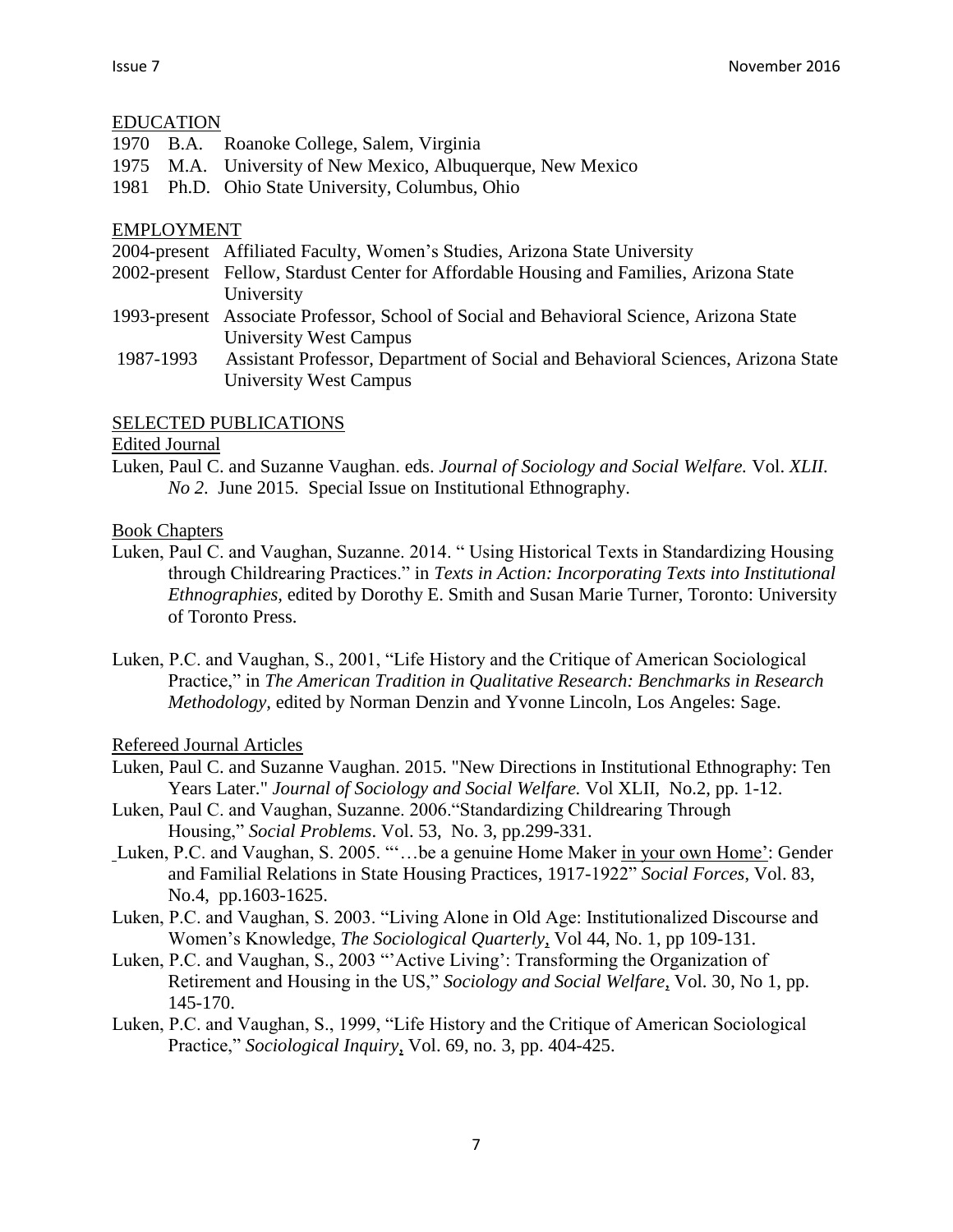## EDUCATION

1970 B.A. Roanoke College, Salem, Virginia
1975 M.A. University of New Mexico, Albuquerque, New Mexico
1981 Ph.D. Ohio State University, Columbus, Ohio

## EMPLOYMENT

2004-present Affiliated Faculty, Women's Studies, Arizona State University
2002-present Fellow, Stardust Center for Affordable Housing and Families, Arizona State University
1993-present Associate Professor, School of Social and Behavioral Science, Arizona State University West Campus
1987-1993 Assistant Professor, Department of Social and Behavioral Sciences, Arizona State University West Campus

## SELECTED PUBLICATIONS

### Edited Journal

Luken, Paul C. and Suzanne Vaughan. eds. *Journal of Sociology and Social Welfare.* Vol. *XLII. No 2*. June 2015. Special Issue on Institutional Ethnography.

### Book Chapters

Luken, Paul C. and Vaughan, Suzanne. 2014. " Using Historical Texts in Standardizing Housing through Childrearing Practices." in *Texts in Action: Incorporating Texts into Institutional Ethnographies,* edited by Dorothy E. Smith and Susan Marie Turner, Toronto: University of Toronto Press.

Luken, P.C. and Vaughan, S., 2001, "Life History and the Critique of American Sociological Practice," in *The American Tradition in Qualitative Research: Benchmarks in Research Methodology,* edited by Norman Denzin and Yvonne Lincoln, Los Angeles: Sage.

### Refereed Journal Articles

Luken, Paul C. and Suzanne Vaughan. 2015. "New Directions in Institutional Ethnography: Ten Years Later." *Journal of Sociology and Social Welfare.* Vol XLII, No.2, pp. 1-12.

Luken, Paul C. and Vaughan, Suzanne. 2006."Standardizing Childrearing Through Housing," *Social Problems*. Vol. 53, No. 3, pp.299-331.

Luken, P.C. and Vaughan, S. 2005. "'…be a genuine Home Maker in your own Home': Gender and Familial Relations in State Housing Practices, 1917-1922" *Social Forces*, Vol. 83, No.4, pp.1603-1625.

Luken, P.C. and Vaughan, S. 2003. "Living Alone in Old Age: Institutionalized Discourse and Women's Knowledge, *The Sociological Quarterly*, Vol 44, No. 1, pp 109-131.

Luken, P.C. and Vaughan, S., 2003 "'Active Living': Transforming the Organization of Retirement and Housing in the US," *Sociology and Social Welfare*, Vol. 30, No 1, pp. 145-170.

Luken, P.C. and Vaughan, S., 1999, "Life History and the Critique of American Sociological Practice," *Sociological Inquiry*, Vol. 69, no. 3, pp. 404-425.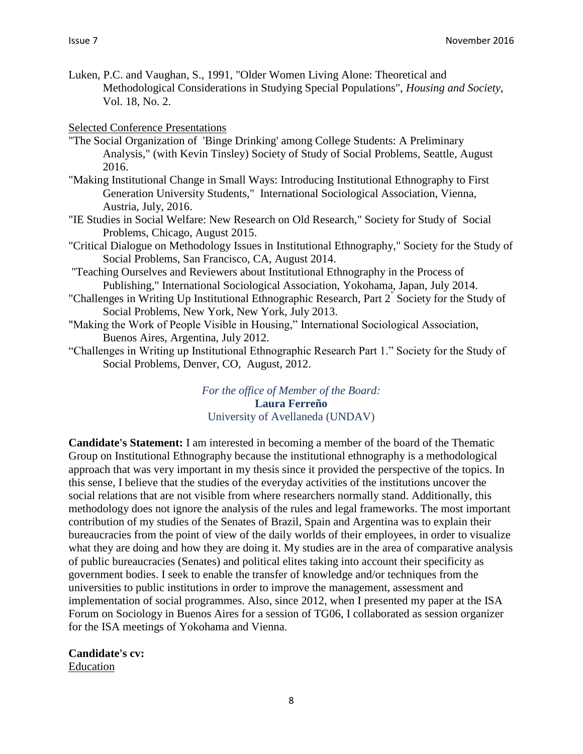Luken, P.C. and Vaughan, S., 1991, "Older Women Living Alone: Theoretical and Methodological Considerations in Studying Special Populations", *Housing and Society*, Vol. 18, No. 2.

Selected Conference Presentations

"The Social Organization of 'Binge Drinking' among College Students: A Preliminary Analysis," (with Kevin Tinsley) Society of Study of Social Problems, Seattle, August 2016.

"Making Institutional Change in Small Ways: Introducing Institutional Ethnography to First Generation University Students," International Sociological Association, Vienna, Austria, July, 2016.

"IE Studies in Social Welfare: New Research on Old Research," Society for Study of Social Problems, Chicago, August 2015.

"Critical Dialogue on Methodology Issues in Institutional Ethnography," Society for the Study of Social Problems, San Francisco, CA, August 2014.

"Teaching Ourselves and Reviewers about Institutional Ethnography in the Process of Publishing," International Sociological Association, Yokohama, Japan, July 2014.

"Challenges in Writing Up Institutional Ethnographic Research, Part 2" Society for the Study of Social Problems, New York, New York, July 2013.

"Making the Work of People Visible in Housing," International Sociological Association, Buenos Aires, Argentina, July 2012.

"Challenges in Writing up Institutional Ethnographic Research Part 1." Society for the Study of Social Problems, Denver, CO, August, 2012.

*For the office of Member of the Board:*
**Laura Ferreño**
University of Avellaneda (UNDAV)

**Candidate's Statement:** I am interested in becoming a member of the board of the Thematic Group on Institutional Ethnography because the institutional ethnography is a methodological approach that was very important in my thesis since it provided the perspective of the topics. In this sense, I believe that the studies of the everyday activities of the institutions uncover the social relations that are not visible from where researchers normally stand. Additionally, this methodology does not ignore the analysis of the rules and legal frameworks. The most important contribution of my studies of the Senates of Brazil, Spain and Argentina was to explain their bureaucracies from the point of view of the daily worlds of their employees, in order to visualize what they are doing and how they are doing it. My studies are in the area of comparative analysis of public bureaucracies (Senates) and political elites taking into account their specificity as government bodies. I seek to enable the transfer of knowledge and/or techniques from the universities to public institutions in order to improve the management, assessment and implementation of social programmes. Also, since 2012, when I presented my paper at the ISA Forum on Sociology in Buenos Aires for a session of TG06, I collaborated as session organizer for the ISA meetings of Yokohama and Vienna.

**Candidate's cv:**

Education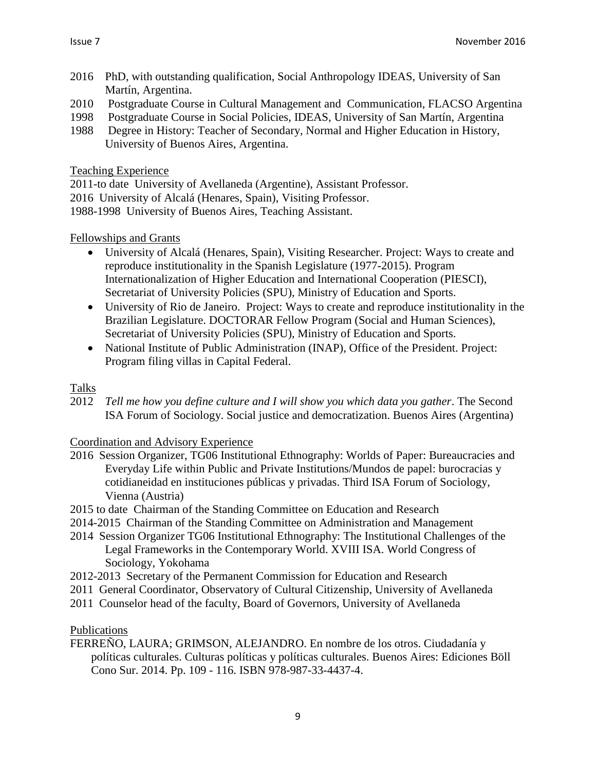2016 PhD, with outstanding qualification, Social Anthropology IDEAS, University of San Martín, Argentina.
2010 Postgraduate Course in Cultural Management and Communication, FLACSO Argentina
1998 Postgraduate Course in Social Policies, IDEAS, University of San Martín, Argentina
1988 Degree in History: Teacher of Secondary, Normal and Higher Education in History, University of Buenos Aires, Argentina.

Teaching Experience

2011-to date University of Avellaneda (Argentine), Assistant Professor.
2016 University of Alcalá (Henares, Spain), Visiting Professor.
1988-1998 University of Buenos Aires, Teaching Assistant.

Fellowships and Grants

- University of Alcalá (Henares, Spain), Visiting Researcher. Project: Ways to create and reproduce institutionality in the Spanish Legislature (1977-2015). Program Internationalization of Higher Education and International Cooperation (PIESCI), Secretariat of University Policies (SPU), Ministry of Education and Sports.
- University of Rio de Janeiro. Project: Ways to create and reproduce institutionality in the Brazilian Legislature. DOCTORAR Fellow Program (Social and Human Sciences), Secretariat of University Policies (SPU), Ministry of Education and Sports.
- National Institute of Public Administration (INAP), Office of the President. Project: Program filing villas in Capital Federal.

Talks

2012 *Tell me how you define culture and I will show you which data you gather*. The Second ISA Forum of Sociology. Social justice and democratization. Buenos Aires (Argentina)

Coordination and Advisory Experience

2016 Session Organizer, TG06 Institutional Ethnography: Worlds of Paper: Bureaucracies and Everyday Life within Public and Private Institutions/Mundos de papel: burocracias y cotidianeidad en instituciones públicas y privadas. Third ISA Forum of Sociology, Vienna (Austria)
2015 to date Chairman of the Standing Committee on Education and Research
2014-2015 Chairman of the Standing Committee on Administration and Management
2014 Session Organizer TG06 Institutional Ethnography: The Institutional Challenges of the Legal Frameworks in the Contemporary World. XVIII ISA. World Congress of Sociology, Yokohama
2012-2013 Secretary of the Permanent Commission for Education and Research
2011 General Coordinator, Observatory of Cultural Citizenship, University of Avellaneda
2011 Counselor head of the faculty, Board of Governors, University of Avellaneda

Publications

FERREÑO, LAURA; GRIMSON, ALEJANDRO. En nombre de los otros. Ciudadanía y políticas culturales. Culturas políticas y políticas culturales. Buenos Aires: Ediciones Böll Cono Sur. 2014. Pp. 109 - 116. ISBN 978-987-33-4437-4.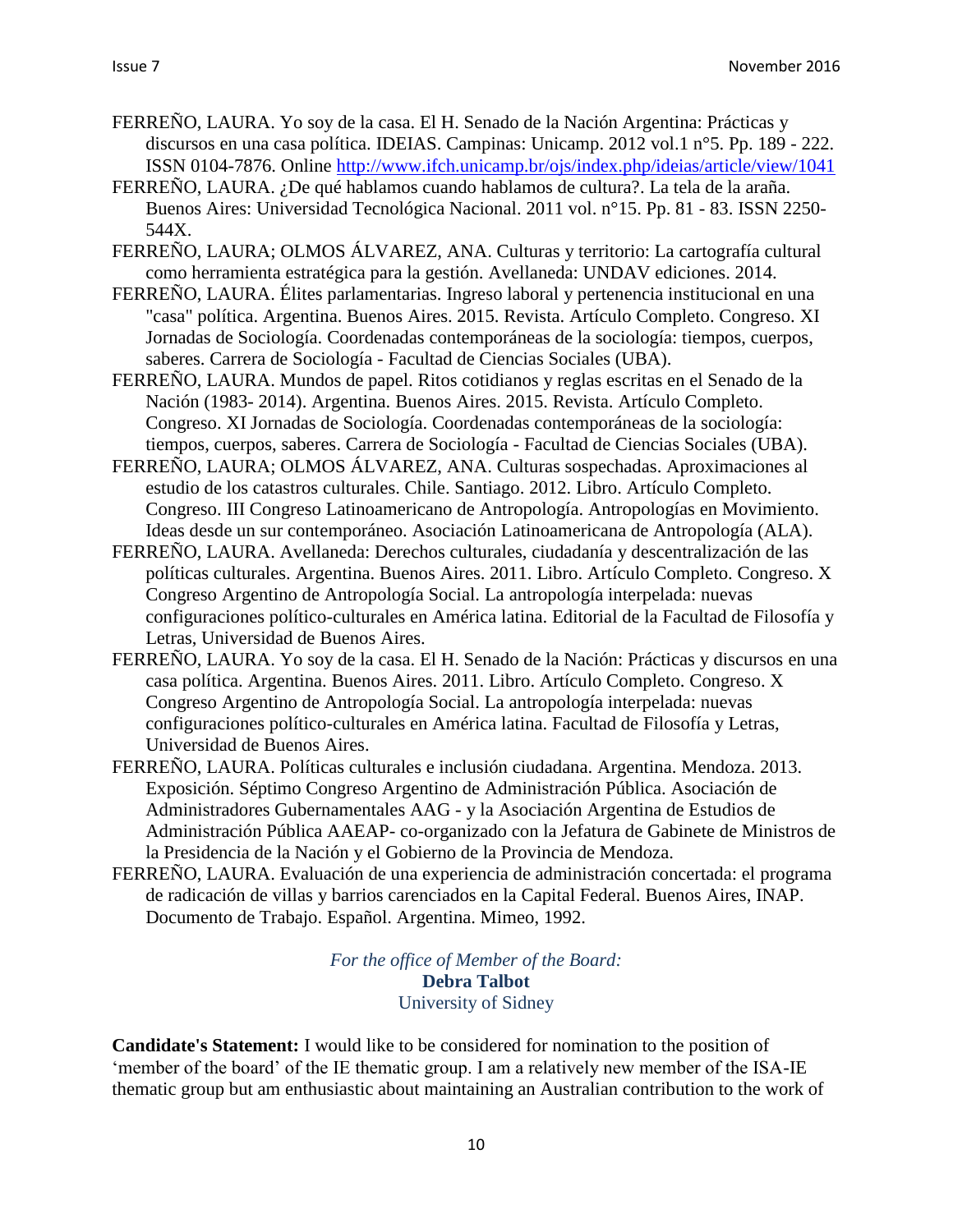FERREÑO, LAURA. Yo soy de la casa. El H. Senado de la Nación Argentina: Prácticas y discursos en una casa política. IDEIAS. Campinas: Unicamp. 2012 vol.1 n°5. Pp. 189 - 222. ISSN 0104-7876. Online http://www.ifch.unicamp.br/ojs/index.php/ideias/article/view/1041

FERREÑO, LAURA. ¿De qué hablamos cuando hablamos de cultura?. La tela de la araña. Buenos Aires: Universidad Tecnológica Nacional. 2011 vol. n°15. Pp. 81 - 83. ISSN 2250-544X.

FERREÑO, LAURA; OLMOS ÁLVAREZ, ANA. Culturas y territorio: La cartografía cultural como herramienta estratégica para la gestión. Avellaneda: UNDAV ediciones. 2014.

FERREÑO, LAURA. Élites parlamentarias. Ingreso laboral y pertenencia institucional en una "casa" política. Argentina. Buenos Aires. 2015. Revista. Artículo Completo. Congreso. XI Jornadas de Sociología. Coordenadas contemporáneas de la sociología: tiempos, cuerpos, saberes. Carrera de Sociología - Facultad de Ciencias Sociales (UBA).

FERREÑO, LAURA. Mundos de papel. Ritos cotidianos y reglas escritas en el Senado de la Nación (1983- 2014). Argentina. Buenos Aires. 2015. Revista. Artículo Completo. Congreso. XI Jornadas de Sociología. Coordenadas contemporáneas de la sociología: tiempos, cuerpos, saberes. Carrera de Sociología - Facultad de Ciencias Sociales (UBA).

FERREÑO, LAURA; OLMOS ÁLVAREZ, ANA. Culturas sospechadas. Aproximaciones al estudio de los catastros culturales. Chile. Santiago. 2012. Libro. Artículo Completo. Congreso. III Congreso Latinoamericano de Antropología. Antropologías en Movimiento. Ideas desde un sur contemporáneo. Asociación Latinoamericana de Antropología (ALA).

FERREÑO, LAURA. Avellaneda: Derechos culturales, ciudadanía y descentralización de las políticas culturales. Argentina. Buenos Aires. 2011. Libro. Artículo Completo. Congreso. X Congreso Argentino de Antropología Social. La antropología interpelada: nuevas configuraciones político-culturales en América latina. Editorial de la Facultad de Filosofía y Letras, Universidad de Buenos Aires.

FERREÑO, LAURA. Yo soy de la casa. El H. Senado de la Nación: Prácticas y discursos en una casa política. Argentina. Buenos Aires. 2011. Libro. Artículo Completo. Congreso. X Congreso Argentino de Antropología Social. La antropología interpelada: nuevas configuraciones político-culturales en América latina. Facultad de Filosofía y Letras, Universidad de Buenos Aires.

FERREÑO, LAURA. Políticas culturales e inclusión ciudadana. Argentina. Mendoza. 2013. Exposición. Séptimo Congreso Argentino de Administración Pública. Asociación de Administradores Gubernamentales AAG - y la Asociación Argentina de Estudios de Administración Pública AAEAP- co-organizado con la Jefatura de Gabinete de Ministros de la Presidencia de la Nación y el Gobierno de la Provincia de Mendoza.

FERREÑO, LAURA. Evaluación de una experiencia de administración concertada: el programa de radicación de villas y barrios carenciados en la Capital Federal. Buenos Aires, INAP. Documento de Trabajo. Español. Argentina. Mimeo, 1992.

*For the office of Member of the Board:*
**Debra Talbot**
University of Sidney

**Candidate's Statement:** I would like to be considered for nomination to the position of 'member of the board' of the IE thematic group. I am a relatively new member of the ISA-IE thematic group but am enthusiastic about maintaining an Australian contribution to the work of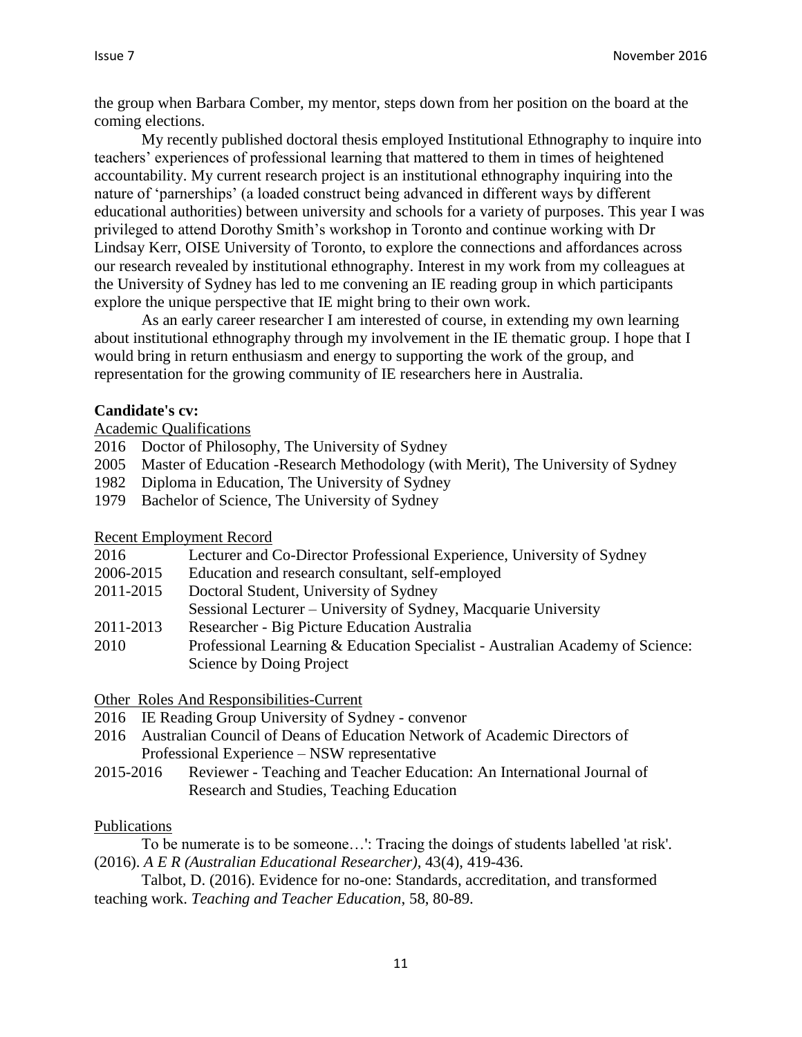the group when Barbara Comber, my mentor, steps down from her position on the board at the coming elections.

My recently published doctoral thesis employed Institutional Ethnography to inquire into teachers' experiences of professional learning that mattered to them in times of heightened accountability. My current research project is an institutional ethnography inquiring into the nature of 'parnerships' (a loaded construct being advanced in different ways by different educational authorities) between university and schools for a variety of purposes. This year I was privileged to attend Dorothy Smith's workshop in Toronto and continue working with Dr Lindsay Kerr, OISE University of Toronto, to explore the connections and affordances across our research revealed by institutional ethnography. Interest in my work from my colleagues at the University of Sydney has led to me convening an IE reading group in which participants explore the unique perspective that IE might bring to their own work.

As an early career researcher I am interested of course, in extending my own learning about institutional ethnography through my involvement in the IE thematic group. I hope that I would bring in return enthusiasm and energy to supporting the work of the group, and representation for the growing community of IE researchers here in Australia.

**Candidate's cv:**

Academic Qualifications

2016 Doctor of Philosophy, The University of Sydney
2005 Master of Education -Research Methodology (with Merit), The University of Sydney
1982 Diploma in Education, The University of Sydney
1979 Bachelor of Science, The University of Sydney

Recent Employment Record

2016 Lecturer and Co-Director Professional Experience, University of Sydney
2006-2015 Education and research consultant, self-employed
2011-2015 Doctoral Student, University of Sydney
Sessional Lecturer – University of Sydney, Macquarie University
2011-2013 Researcher - Big Picture Education Australia
2010 Professional Learning & Education Specialist - Australian Academy of Science: Science by Doing Project

Other Roles And Responsibilities-Current

2016 IE Reading Group University of Sydney - convenor
2016 Australian Council of Deans of Education Network of Academic Directors of Professional Experience – NSW representative
2015-2016 Reviewer - Teaching and Teacher Education: An International Journal of Research and Studies, Teaching Education

Publications

To be numerate is to be someone…': Tracing the doings of students labelled 'at risk'. (2016). *A E R (Australian Educational Researcher)*, 43(4), 419-436.

Talbot, D. (2016). Evidence for no-one: Standards, accreditation, and transformed teaching work. *Teaching and Teacher Education*, 58, 80-89.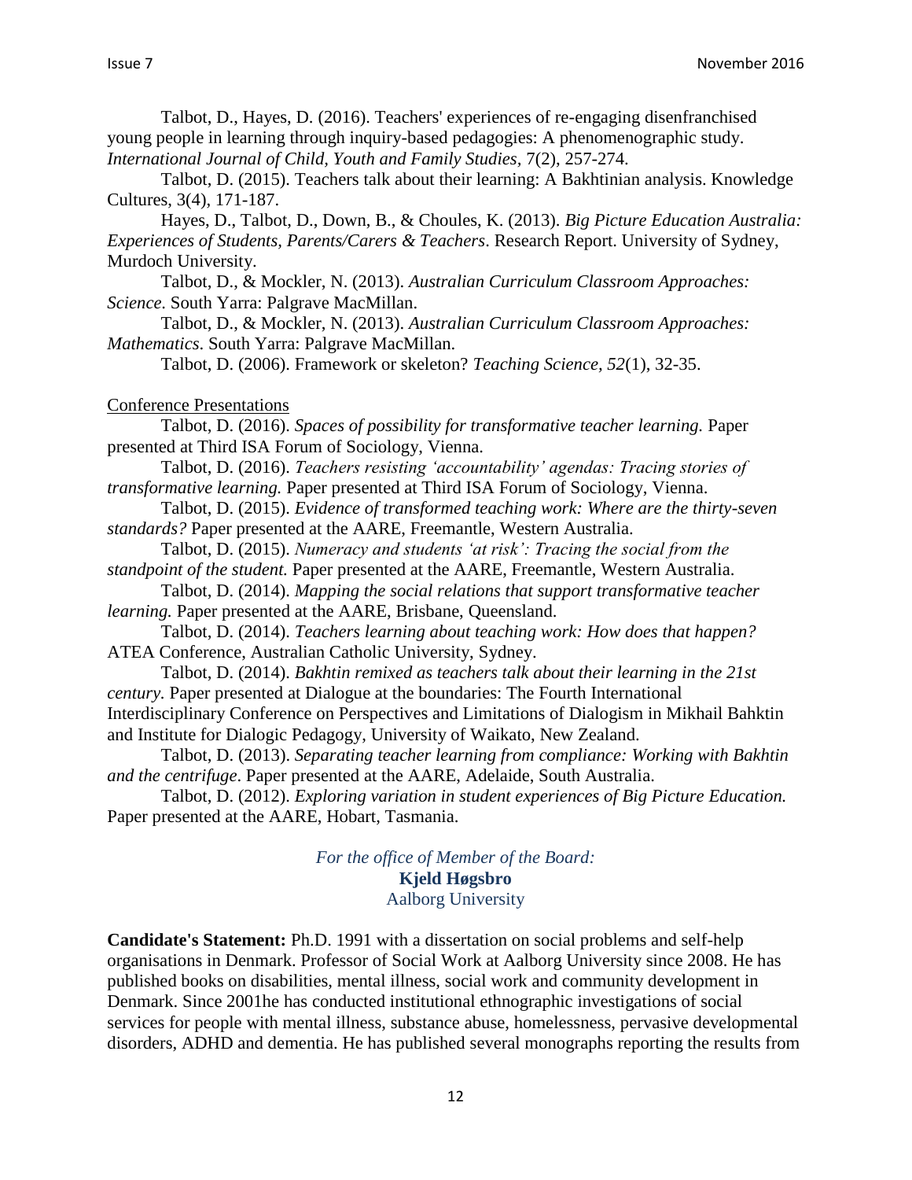Talbot, D., Hayes, D. (2016). Teachers' experiences of re-engaging disenfranchised young people in learning through inquiry-based pedagogies: A phenomenographic study. *International Journal of Child, Youth and Family Studies*, 7(2), 257-274.

Talbot, D. (2015). Teachers talk about their learning: A Bakhtinian analysis. Knowledge Cultures, 3(4), 171-187.

Hayes, D., Talbot, D., Down, B., & Choules, K. (2013). *Big Picture Education Australia: Experiences of Students, Parents/Carers & Teachers*. Research Report. University of Sydney, Murdoch University.

Talbot, D., & Mockler, N. (2013). *Australian Curriculum Classroom Approaches: Science*. South Yarra: Palgrave MacMillan.

Talbot, D., & Mockler, N. (2013). *Australian Curriculum Classroom Approaches: Mathematics*. South Yarra: Palgrave MacMillan.

Talbot, D. (2006). Framework or skeleton? *Teaching Science, 52*(1), 32-35.

Conference Presentations

Talbot, D. (2016). *Spaces of possibility for transformative teacher learning.* Paper presented at Third ISA Forum of Sociology, Vienna.

Talbot, D. (2016). *Teachers resisting 'accountability' agendas: Tracing stories of transformative learning.* Paper presented at Third ISA Forum of Sociology, Vienna.

Talbot, D. (2015). *Evidence of transformed teaching work: Where are the thirty-seven standards?* Paper presented at the AARE, Freemantle, Western Australia.

Talbot, D. (2015). *Numeracy and students 'at risk': Tracing the social from the standpoint of the student.* Paper presented at the AARE, Freemantle, Western Australia.

Talbot, D. (2014). *Mapping the social relations that support transformative teacher learning.* Paper presented at the AARE, Brisbane, Queensland.

Talbot, D. (2014). *Teachers learning about teaching work: How does that happen?* ATEA Conference, Australian Catholic University, Sydney.

Talbot, D. (2014). *Bakhtin remixed as teachers talk about their learning in the 21st century.* Paper presented at Dialogue at the boundaries: The Fourth International Interdisciplinary Conference on Perspectives and Limitations of Dialogism in Mikhail Bahktin and Institute for Dialogic Pedagogy, University of Waikato, New Zealand.

Talbot, D. (2013). *Separating teacher learning from compliance: Working with Bakhtin and the centrifuge*. Paper presented at the AARE, Adelaide, South Australia.

Talbot, D. (2012). *Exploring variation in student experiences of Big Picture Education.* Paper presented at the AARE, Hobart, Tasmania.

*For the office of Member of the Board:*
**Kjeld Høgsbro**
Aalborg University

**Candidate's Statement:** Ph.D. 1991 with a dissertation on social problems and self-help organisations in Denmark. Professor of Social Work at Aalborg University since 2008. He has published books on disabilities, mental illness, social work and community development in Denmark. Since 2001he has conducted institutional ethnographic investigations of social services for people with mental illness, substance abuse, homelessness, pervasive developmental disorders, ADHD and dementia. He has published several monographs reporting the results from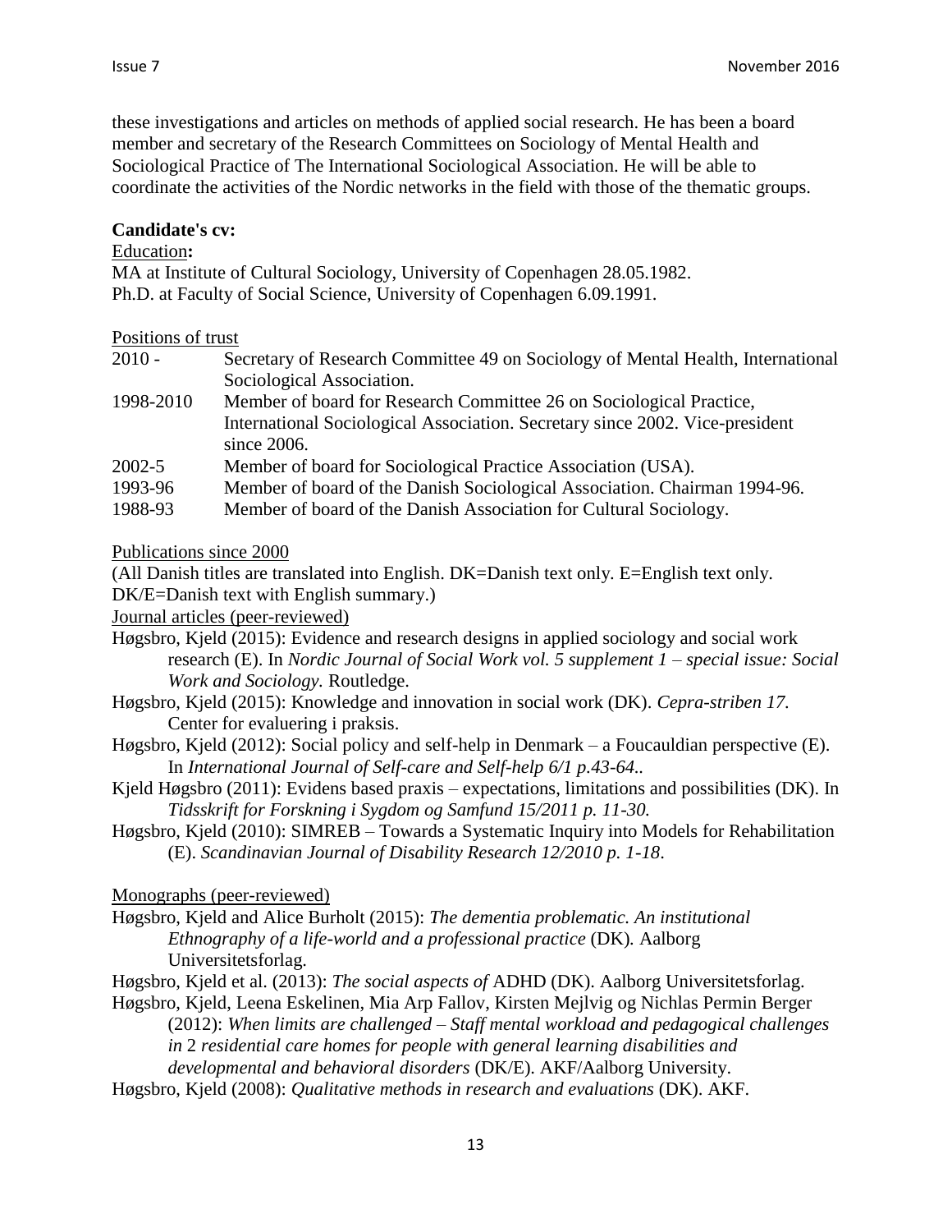these investigations and articles on methods of applied social research. He has been a board member and secretary of the Research Committees on Sociology of Mental Health and Sociological Practice of The International Sociological Association. He will be able to coordinate the activities of the Nordic networks in the field with those of the thematic groups.

**Candidate's cv:**

Education**:**

MA at Institute of Cultural Sociology, University of Copenhagen 28.05.1982.
Ph.D. at Faculty of Social Science, University of Copenhagen 6.09.1991.

Positions of trust

| | |
|---|---|
| 2010 - | Secretary of Research Committee 49 on Sociology of Mental Health, International Sociological Association. |
| 1998-2010 | Member of board for Research Committee 26 on Sociological Practice, International Sociological Association. Secretary since 2002. Vice-president since 2006. |
| 2002-5 | Member of board for Sociological Practice Association (USA). |
| 1993-96 | Member of board of the Danish Sociological Association. Chairman 1994-96. |
| 1988-93 | Member of board of the Danish Association for Cultural Sociology. |

Publications since 2000

(All Danish titles are translated into English. DK=Danish text only. E=English text only. DK/E=Danish text with English summary.)

Journal articles (peer-reviewed)

Høgsbro, Kjeld (2015): Evidence and research designs in applied sociology and social work research (E). In *Nordic Journal of Social Work vol. 5 supplement 1 – special issue: Social Work and Sociology.* Routledge.

Høgsbro, Kjeld (2015): Knowledge and innovation in social work (DK). *Cepra-striben 17.* Center for evaluering i praksis.

Høgsbro, Kjeld (2012): Social policy and self-help in Denmark – a Foucauldian perspective (E). In *International Journal of Self-care and Self-help 6/1 p.43-64.*.

Kjeld Høgsbro (2011): Evidens based praxis – expectations, limitations and possibilities (DK). In *Tidsskrift for Forskning i Sygdom og Samfund 15/2011 p. 11-30.*

Høgsbro, Kjeld (2010): SIMREB – Towards a Systematic Inquiry into Models for Rehabilitation (E). *Scandinavian Journal of Disability Research 12/2010 p. 1-18*.

Monographs (peer-reviewed)

Høgsbro, Kjeld and Alice Burholt (2015): *The dementia problematic. An institutional Ethnography of a life-world and a professional practice* (DK)*.* Aalborg Universitetsforlag.

Høgsbro, Kjeld et al. (2013): *The social aspects of* ADHD (DK). Aalborg Universitetsforlag.

Høgsbro, Kjeld, Leena Eskelinen, Mia Arp Fallov, Kirsten Mejlvig og Nichlas Permin Berger (2012): *When limits are challenged – Staff mental workload and pedagogical challenges in* 2 *residential care homes for people with general learning disabilities and developmental and behavioral disorders* (DK/E). AKF/Aalborg University.

Høgsbro, Kjeld (2008): *Qualitative methods in research and evaluations* (DK). AKF.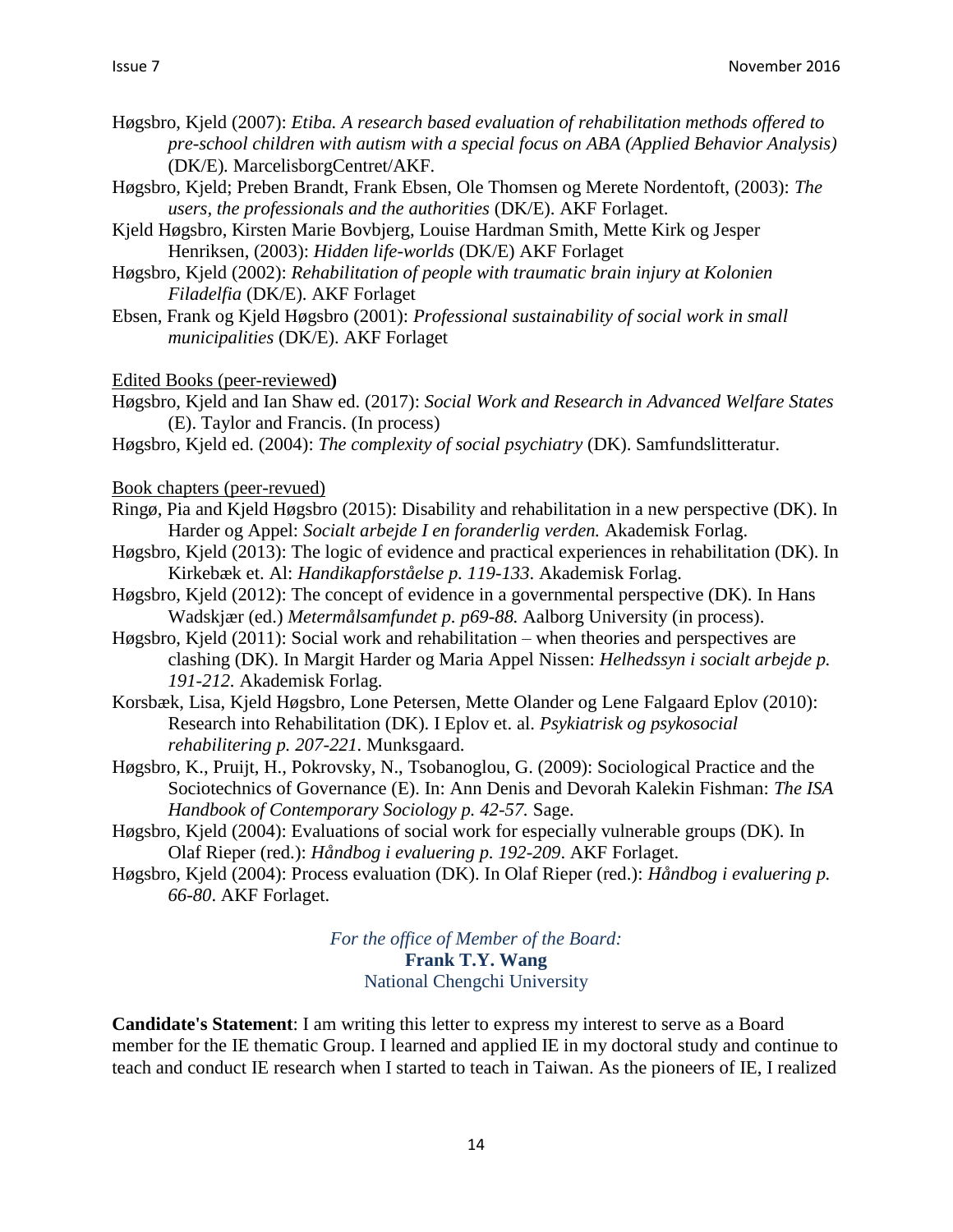Høgsbro, Kjeld (2007): *Etiba. A research based evaluation of rehabilitation methods offered to pre-school children with autism with a special focus on ABA (Applied Behavior Analysis)* (DK/E). MarcelisborgCentret/AKF.

Høgsbro, Kjeld; Preben Brandt, Frank Ebsen, Ole Thomsen og Merete Nordentoft, (2003): *The users, the professionals and the authorities* (DK/E). AKF Forlaget.

Kjeld Høgsbro, Kirsten Marie Bovbjerg, Louise Hardman Smith, Mette Kirk og Jesper Henriksen, (2003): *Hidden life-worlds* (DK/E) AKF Forlaget

Høgsbro, Kjeld (2002): *Rehabilitation of people with traumatic brain injury at Kolonien Filadelfia* (DK/E). AKF Forlaget

Ebsen, Frank og Kjeld Høgsbro (2001): *Professional sustainability of social work in small municipalities* (DK/E). AKF Forlaget

Edited Books (peer-reviewed**)**

Høgsbro, Kjeld and Ian Shaw ed. (2017): *Social Work and Research in Advanced Welfare States* (E). Taylor and Francis. (In process)

Høgsbro, Kjeld ed. (2004): *The complexity of social psychiatry* (DK). Samfundslitteratur.

Book chapters (peer-revued)

Ringø, Pia and Kjeld Høgsbro (2015): Disability and rehabilitation in a new perspective (DK). In Harder og Appel: *Socialt arbejde I en foranderlig verden.* Akademisk Forlag.

Høgsbro, Kjeld (2013): The logic of evidence and practical experiences in rehabilitation (DK). In Kirkebæk et. Al: *Handikapforståelse p. 119-133*. Akademisk Forlag.

Høgsbro, Kjeld (2012): The concept of evidence in a governmental perspective (DK). In Hans Wadskjær (ed.) *Metermålsamfundet p. p69-88.* Aalborg University (in process).

Høgsbro, Kjeld (2011): Social work and rehabilitation – when theories and perspectives are clashing (DK). In Margit Harder og Maria Appel Nissen: *Helhedssyn i socialt arbejde p. 191-212.* Akademisk Forlag.

Korsbæk, Lisa, Kjeld Høgsbro, Lone Petersen, Mette Olander og Lene Falgaard Eplov (2010): Research into Rehabilitation (DK). I Eplov et. al. *Psykiatrisk og psykosocial rehabilitering p. 207-221.* Munksgaard.

Høgsbro, K., Pruijt, H., Pokrovsky, N., Tsobanoglou, G. (2009): Sociological Practice and the Sociotechnics of Governance (E). In: Ann Denis and Devorah Kalekin Fishman: *The ISA Handbook of Contemporary Sociology p. 42-57.* Sage.

Høgsbro, Kjeld (2004): Evaluations of social work for especially vulnerable groups (DK). In Olaf Rieper (red.): *Håndbog i evaluering p. 192-209*. AKF Forlaget.

Høgsbro, Kjeld (2004): Process evaluation (DK). In Olaf Rieper (red.): *Håndbog i evaluering p. 66-80*. AKF Forlaget.

*For the office of Member of the Board:*
**Frank T.Y. Wang**
National Chengchi University

**Candidate's Statement**: I am writing this letter to express my interest to serve as a Board member for the IE thematic Group. I learned and applied IE in my doctoral study and continue to teach and conduct IE research when I started to teach in Taiwan. As the pioneers of IE, I realized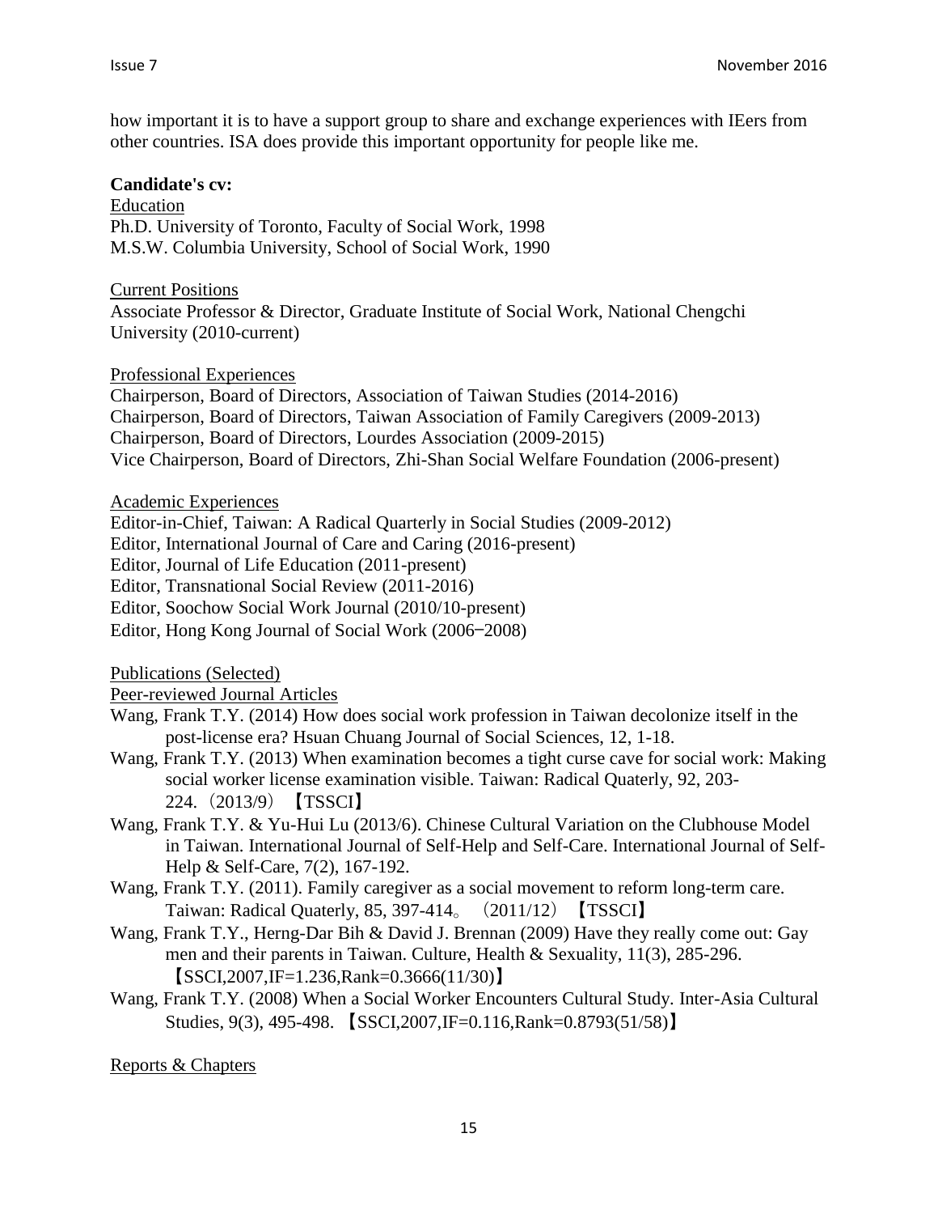how important it is to have a support group to share and exchange experiences with IEers from other countries. ISA does provide this important opportunity for people like me.

**Candidate's cv:**

Education

Ph.D. University of Toronto, Faculty of Social Work, 1998
M.S.W. Columbia University, School of Social Work, 1990

Current Positions

Associate Professor & Director, Graduate Institute of Social Work, National Chengchi University (2010-current)

Professional Experiences

Chairperson, Board of Directors, Association of Taiwan Studies (2014-2016)
Chairperson, Board of Directors, Taiwan Association of Family Caregivers (2009-2013)
Chairperson, Board of Directors, Lourdes Association (2009-2015)
Vice Chairperson, Board of Directors, Zhi-Shan Social Welfare Foundation (2006-present)

Academic Experiences

Editor-in-Chief, Taiwan: A Radical Quarterly in Social Studies (2009-2012)
Editor, International Journal of Care and Caring (2016-present)
Editor, Journal of Life Education (2011-present)
Editor, Transnational Social Review (2011-2016)
Editor, Soochow Social Work Journal (2010/10-present)
Editor, Hong Kong Journal of Social Work (2006–2008)

Publications (Selected)

Peer-reviewed Journal Articles

- Wang, Frank T.Y. (2014) How does social work profession in Taiwan decolonize itself in the post-license era? Hsuan Chuang Journal of Social Sciences, 12, 1-18.
- Wang, Frank T.Y. (2013) When examination becomes a tight curse cave for social work: Making social worker license examination visible. Taiwan: Radical Quaterly, 92, 203-224.（2013/9）【TSSCI】
- Wang, Frank T.Y. & Yu-Hui Lu (2013/6). Chinese Cultural Variation on the Clubhouse Model in Taiwan. International Journal of Self-Help and Self-Care. International Journal of Self-Help & Self-Care, 7(2), 167-192.
- Wang, Frank T.Y. (2011). Family caregiver as a social movement to reform long-term care. Taiwan: Radical Quaterly, 85, 397-414。（2011/12）【TSSCI】
- Wang, Frank T.Y., Herng-Dar Bih & David J. Brennan (2009) Have they really come out: Gay men and their parents in Taiwan. Culture, Health & Sexuality, 11(3), 285-296.【SSCI,2007,IF=1.236,Rank=0.3666(11/30)】
- Wang, Frank T.Y. (2008) When a Social Worker Encounters Cultural Study. Inter-Asia Cultural Studies, 9(3), 495-498.【SSCI,2007,IF=0.116,Rank=0.8793(51/58)】

Reports & Chapters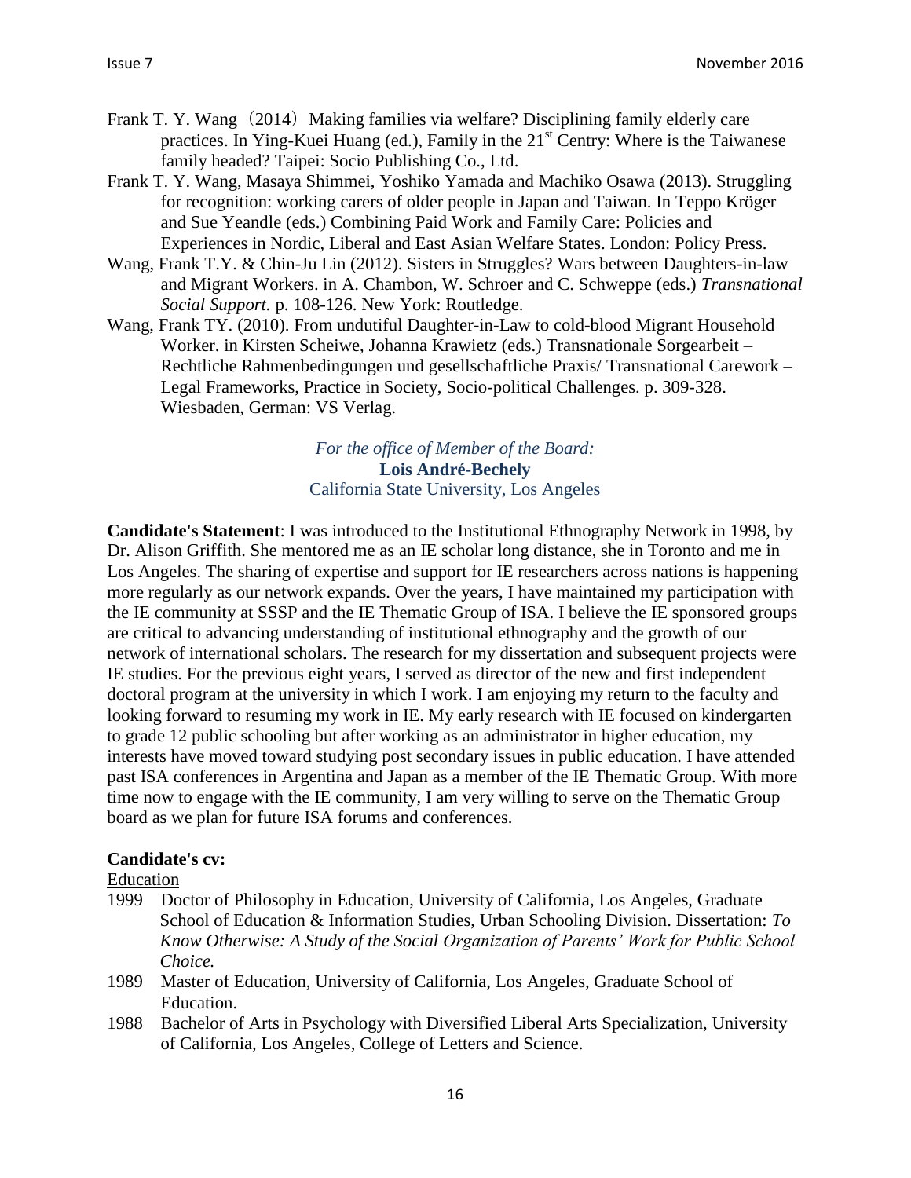Frank T. Y. Wang（2014）Making families via welfare? Disciplining family elderly care practices. In Ying-Kuei Huang (ed.), Family in the 21st Centry: Where is the Taiwanese family headed? Taipei: Socio Publishing Co., Ltd.

Frank T. Y. Wang, Masaya Shimmei, Yoshiko Yamada and Machiko Osawa (2013). Struggling for recognition: working carers of older people in Japan and Taiwan. In Teppo Kröger and Sue Yeandle (eds.) Combining Paid Work and Family Care: Policies and Experiences in Nordic, Liberal and East Asian Welfare States. London: Policy Press.

Wang, Frank T.Y. & Chin-Ju Lin (2012). Sisters in Struggles? Wars between Daughters-in-law and Migrant Workers. in A. Chambon, W. Schroer and C. Schweppe (eds.) *Transnational Social Support.* p. 108-126. New York: Routledge.

Wang, Frank TY. (2010). From undutiful Daughter-in-Law to cold-blood Migrant Household Worker. in Kirsten Scheiwe, Johanna Krawietz (eds.) Transnationale Sorgearbeit – Rechtliche Rahmenbedingungen und gesellschaftliche Praxis/ Transnational Carework – Legal Frameworks, Practice in Society, Socio-political Challenges. p. 309-328. Wiesbaden, German: VS Verlag.

*For the office of Member of the Board:*
**Lois André-Bechely**
California State University, Los Angeles

**Candidate's Statement**: I was introduced to the Institutional Ethnography Network in 1998, by Dr. Alison Griffith. She mentored me as an IE scholar long distance, she in Toronto and me in Los Angeles. The sharing of expertise and support for IE researchers across nations is happening more regularly as our network expands. Over the years, I have maintained my participation with the IE community at SSSP and the IE Thematic Group of ISA. I believe the IE sponsored groups are critical to advancing understanding of institutional ethnography and the growth of our network of international scholars. The research for my dissertation and subsequent projects were IE studies. For the previous eight years, I served as director of the new and first independent doctoral program at the university in which I work. I am enjoying my return to the faculty and looking forward to resuming my work in IE. My early research with IE focused on kindergarten to grade 12 public schooling but after working as an administrator in higher education, my interests have moved toward studying post secondary issues in public education. I have attended past ISA conferences in Argentina and Japan as a member of the IE Thematic Group. With more time now to engage with the IE community, I am very willing to serve on the Thematic Group board as we plan for future ISA forums and conferences.

**Candidate's cv:**

Education

1999 Doctor of Philosophy in Education, University of California, Los Angeles, Graduate School of Education & Information Studies, Urban Schooling Division. Dissertation: *To Know Otherwise: A Study of the Social Organization of Parents' Work for Public School Choice.*

1989 Master of Education, University of California, Los Angeles, Graduate School of Education.

1988 Bachelor of Arts in Psychology with Diversified Liberal Arts Specialization, University of California, Los Angeles, College of Letters and Science.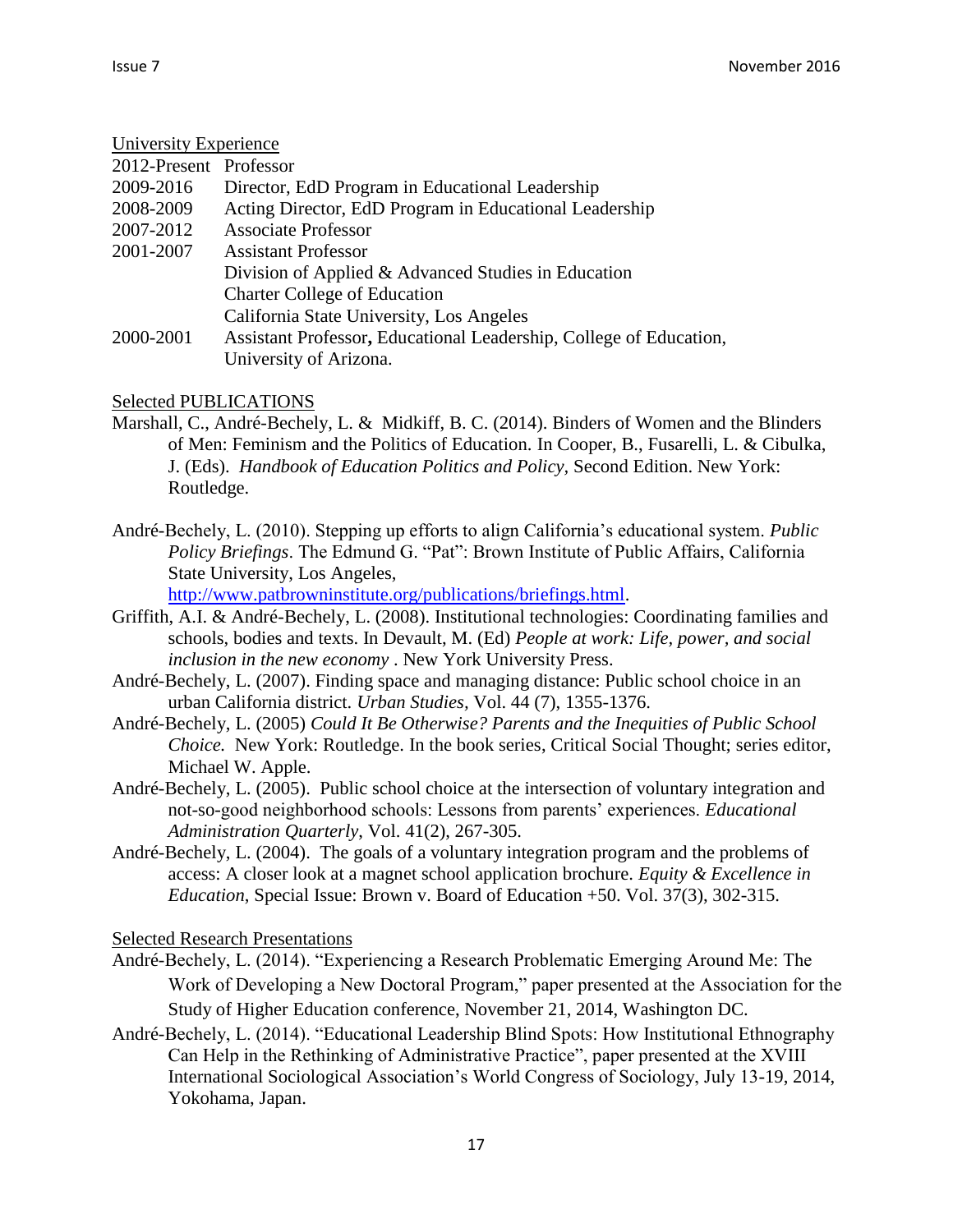University Experience

| | |
|---|---|
| 2012-Present | Professor |
| 2009-2016 | Director, EdD Program in Educational Leadership |
| 2008-2009 | Acting Director, EdD Program in Educational Leadership |
| 2007-2012 | Associate Professor |
| 2001-2007 | Assistant Professor<br>Division of Applied & Advanced Studies in Education<br>Charter College of Education<br>California State University, Los Angeles |
| 2000-2001 | Assistant Professor**,** Educational Leadership, College of Education, University of Arizona. |

Selected PUBLICATIONS

Marshall, C., André-Bechely, L. & Midkiff, B. C. (2014). Binders of Women and the Blinders of Men: Feminism and the Politics of Education. In Cooper, B., Fusarelli, L. & Cibulka, J. (Eds). *Handbook of Education Politics and Policy,* Second Edition. New York: Routledge.

André-Bechely, L. (2010). Stepping up efforts to align California's educational system. *Public Policy Briefings*. The Edmund G. "Pat": Brown Institute of Public Affairs, California State University, Los Angeles, [http://www.patbrowninstitute.org/publications/briefings.html](http://www.patbrowninstitute.org/publications/briefings.html).

Griffith, A.I. & André-Bechely, L. (2008). Institutional technologies: Coordinating families and schools, bodies and texts. In Devault, M. (Ed) *People at work: Life, power, and social inclusion in the new economy* . New York University Press.

André-Bechely, L. (2007). Finding space and managing distance: Public school choice in an urban California district. *Urban Studies,* Vol. 44 (7), 1355-1376.

André-Bechely, L. (2005) *Could It Be Otherwise? Parents and the Inequities of Public School Choice.* New York: Routledge. In the book series, Critical Social Thought; series editor, Michael W. Apple.

André-Bechely, L. (2005). Public school choice at the intersection of voluntary integration and not-so-good neighborhood schools: Lessons from parents' experiences. *Educational Administration Quarterly*, Vol. 41(2), 267-305.

André-Bechely, L. (2004). The goals of a voluntary integration program and the problems of access: A closer look at a magnet school application brochure. *Equity & Excellence in Education*, Special Issue: Brown v. Board of Education +50. Vol. 37(3), 302-315.

Selected Research Presentations

André-Bechely, L. (2014). "Experiencing a Research Problematic Emerging Around Me: The Work of Developing a New Doctoral Program," paper presented at the Association for the Study of Higher Education conference, November 21, 2014, Washington DC.

André-Bechely, L. (2014). "Educational Leadership Blind Spots: How Institutional Ethnography Can Help in the Rethinking of Administrative Practice", paper presented at the XVIII International Sociological Association's World Congress of Sociology, July 13-19, 2014, Yokohama, Japan.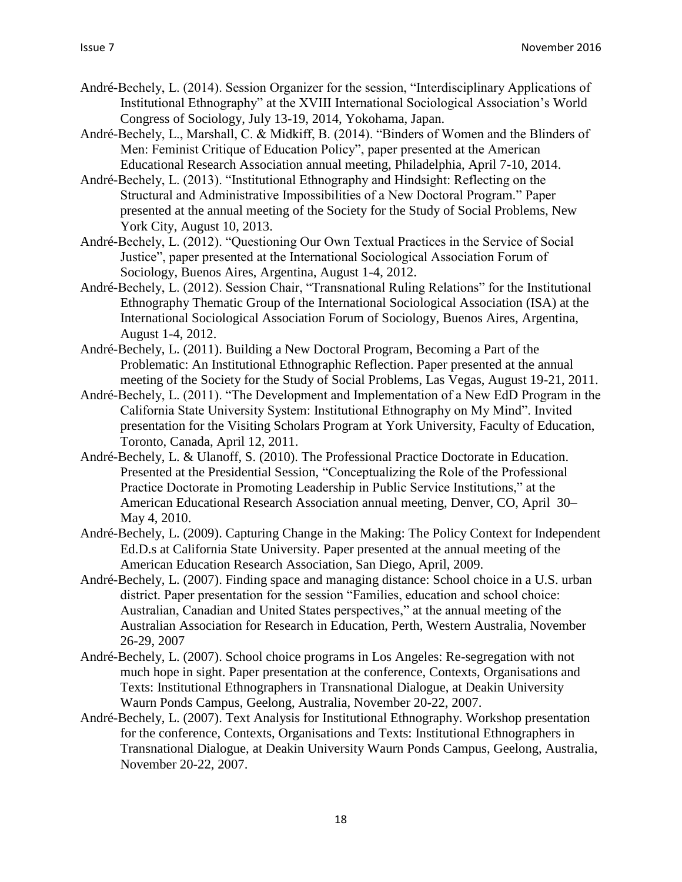André-Bechely, L. (2014). Session Organizer for the session, "Interdisciplinary Applications of Institutional Ethnography" at the XVIII International Sociological Association's World Congress of Sociology, July 13-19, 2014, Yokohama, Japan.

André-Bechely, L., Marshall, C. & Midkiff, B. (2014). "Binders of Women and the Blinders of Men: Feminist Critique of Education Policy", paper presented at the American Educational Research Association annual meeting, Philadelphia, April 7-10, 2014.

André-Bechely, L. (2013). "Institutional Ethnography and Hindsight: Reflecting on the Structural and Administrative Impossibilities of a New Doctoral Program." Paper presented at the annual meeting of the Society for the Study of Social Problems, New York City, August 10, 2013.

André-Bechely, L. (2012). "Questioning Our Own Textual Practices in the Service of Social Justice", paper presented at the International Sociological Association Forum of Sociology, Buenos Aires, Argentina, August 1-4, 2012.

André-Bechely, L. (2012). Session Chair, "Transnational Ruling Relations" for the Institutional Ethnography Thematic Group of the International Sociological Association (ISA) at the International Sociological Association Forum of Sociology, Buenos Aires, Argentina, August 1-4, 2012.

André-Bechely, L. (2011). Building a New Doctoral Program, Becoming a Part of the Problematic: An Institutional Ethnographic Reflection. Paper presented at the annual meeting of the Society for the Study of Social Problems, Las Vegas, August 19-21, 2011.

André-Bechely, L. (2011). "The Development and Implementation of a New EdD Program in the California State University System: Institutional Ethnography on My Mind". Invited presentation for the Visiting Scholars Program at York University, Faculty of Education, Toronto, Canada, April 12, 2011.

André-Bechely, L. & Ulanoff, S. (2010). The Professional Practice Doctorate in Education. Presented at the Presidential Session, "Conceptualizing the Role of the Professional Practice Doctorate in Promoting Leadership in Public Service Institutions," at the American Educational Research Association annual meeting, Denver, CO, April 30–May 4, 2010.

André-Bechely, L. (2009). Capturing Change in the Making: The Policy Context for Independent Ed.D.s at California State University. Paper presented at the annual meeting of the American Education Research Association, San Diego, April, 2009.

André-Bechely, L. (2007). Finding space and managing distance: School choice in a U.S. urban district. Paper presentation for the session "Families, education and school choice: Australian, Canadian and United States perspectives," at the annual meeting of the Australian Association for Research in Education, Perth, Western Australia, November 26-29, 2007

André-Bechely, L. (2007). School choice programs in Los Angeles: Re-segregation with not much hope in sight. Paper presentation at the conference, Contexts, Organisations and Texts: Institutional Ethnographers in Transnational Dialogue, at Deakin University Waurn Ponds Campus, Geelong, Australia, November 20-22, 2007.

André-Bechely, L. (2007). Text Analysis for Institutional Ethnography. Workshop presentation for the conference, Contexts, Organisations and Texts: Institutional Ethnographers in Transnational Dialogue, at Deakin University Waurn Ponds Campus, Geelong, Australia, November 20-22, 2007.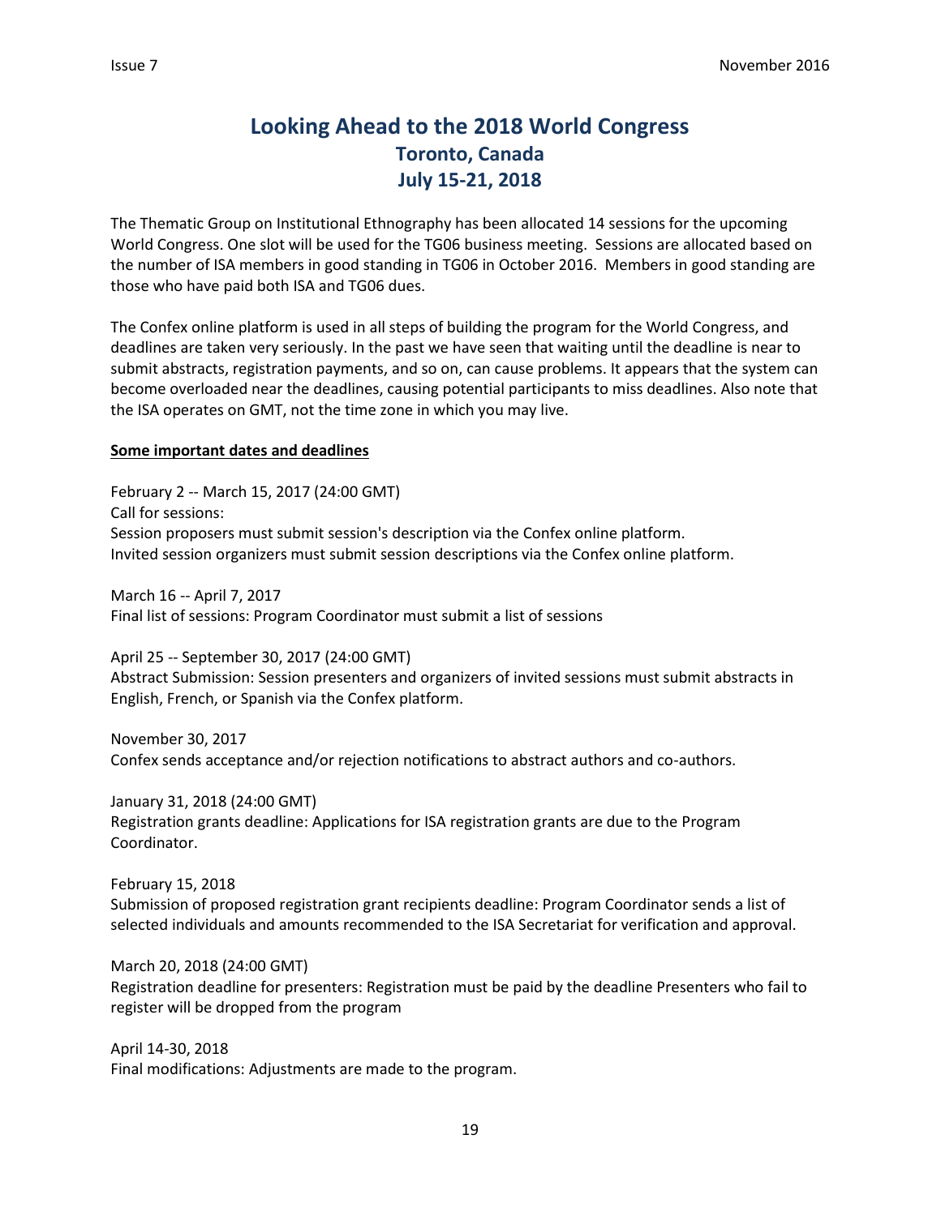# Looking Ahead to the 2018 World Congress
## Toronto, Canada
## July 15-21, 2018

The Thematic Group on Institutional Ethnography has been allocated 14 sessions for the upcoming World Congress. One slot will be used for the TG06 business meeting. Sessions are allocated based on the number of ISA members in good standing in TG06 in October 2016. Members in good standing are those who have paid both ISA and TG06 dues.

The Confex online platform is used in all steps of building the program for the World Congress, and deadlines are taken very seriously. In the past we have seen that waiting until the deadline is near to submit abstracts, registration payments, and so on, can cause problems. It appears that the system can become overloaded near the deadlines, causing potential participants to miss deadlines. Also note that the ISA operates on GMT, not the time zone in which you may live.

**Some important dates and deadlines**

February 2 -- March 15, 2017 (24:00 GMT)
Call for sessions:
Session proposers must submit session's description via the Confex online platform.
Invited session organizers must submit session descriptions via the Confex online platform.

March 16 -- April 7, 2017
Final list of sessions: Program Coordinator must submit a list of sessions

April 25 -- September 30, 2017 (24:00 GMT)
Abstract Submission: Session presenters and organizers of invited sessions must submit abstracts in English, French, or Spanish via the Confex platform.

November 30, 2017
Confex sends acceptance and/or rejection notifications to abstract authors and co-authors.

January 31, 2018 (24:00 GMT)
Registration grants deadline: Applications for ISA registration grants are due to the Program Coordinator.

February 15, 2018
Submission of proposed registration grant recipients deadline: Program Coordinator sends a list of selected individuals and amounts recommended to the ISA Secretariat for verification and approval.

March 20, 2018 (24:00 GMT)
Registration deadline for presenters: Registration must be paid by the deadline Presenters who fail to register will be dropped from the program

April 14-30, 2018
Final modifications: Adjustments are made to the program.